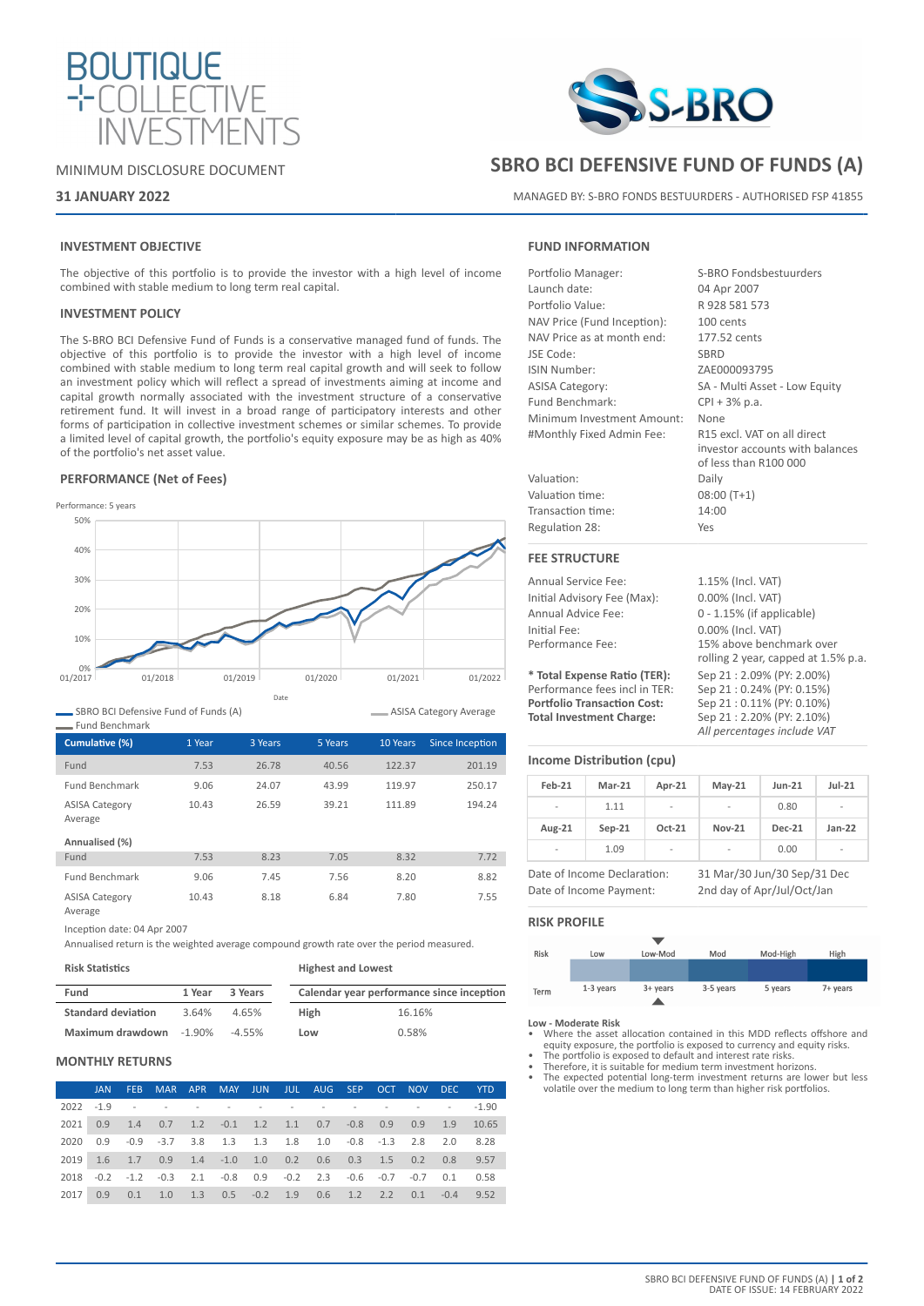BOUTIQUE COLLECTIVE INVESTMENTS

MINIMUM DISCLOSURE DOCUMENT

**31 JANUARY 2022**

# SBRO BCI DEFENSIVE FUND OF FUNDS (A)

MANAGED BY: S-BRO FONDS BESTUURDERS - AUTHORISED FSP 41855

## INVESTMENT OBJECTIVE

The objective of this portfolio is to provide the investor with a high level of income combined with stable medium to long term real capital.

## INVESTMENT POLICY

The S-BRO BCI Defensive Fund of Funds is a conservative managed fund of funds. The objective of this portfolio is to provide the investor with a high level of income combined with stable medium to long term real capital growth and will seek to follow an investment policy which will reflect a spread of investments aiming at income and capital growth normally associated with the investment structure of a conservative retirement fund. It will invest in a broad range of participatory interests and other forms of participation in collective investment schemes or similar schemes. To provide a limited level of capital growth, the portfolio's equity exposure may be as high as 40% of the portfolio's net asset value.

## PERFORMANCE (Net of Fees)

Performance: 5 years

Legend: SBRO BCI Defensive Fund of Funds (A); ASISA Category Average; Fund Benchmark

| Cumulative (%) | 1 Year | 3 Years | 5 Years | 10 Years | Since Inception |
|---|---|---|---|---|---|
| Fund | 7.53 | 26.78 | 40.56 | 122.37 | 201.19 |
| Fund Benchmark | 9.06 | 24.07 | 43.99 | 119.97 | 250.17 |
| ASISA Category Average | 10.43 | 26.59 | 39.21 | 111.89 | 194.24 |
| **Annualised (%)** | | | | | |
| Fund | 7.53 | 8.23 | 7.05 | 8.32 | 7.72 |
| Fund Benchmark | 9.06 | 7.45 | 7.56 | 8.20 | 8.82 |
| ASISA Category Average | 10.43 | 8.18 | 6.84 | 7.80 | 7.55 |

Inception date: 04 Apr 2007

Annualised return is the weighted average compound growth rate over the period measured.

### Risk Statistics

| Fund | 1 Year | 3 Years |
|---|---|---|
| **Standard deviation** | 3.64% | 4.65% |
| **Maximum drawdown** | -1.90% | -4.55% |

### Highest and Lowest

| Calendar year performance since inception | |
|---|---|
| **High** | 16.16% |
| **Low** | 0.58% |

## MONTHLY RETURNS

| | JAN | FEB | MAR | APR | MAY | JUN | JUL | AUG | SEP | OCT | NOV | DEC | YTD |
|---|---|---|---|---|---|---|---|---|---|---|---|---|---|
| 2022 | -1.9 | - | - | - | - | - | - | - | - | - | - | - | -1.90 |
| 2021 | 0.9 | 1.4 | 0.7 | 1.2 | -0.1 | 1.2 | 1.1 | 0.7 | -0.8 | 0.9 | 0.9 | 1.9 | 10.65 |
| 2020 | 0.9 | -0.9 | -3.7 | 3.8 | 1.3 | 1.3 | 1.8 | 1.0 | -0.8 | -1.3 | 2.8 | 2.0 | 8.28 |
| 2019 | 1.6 | 1.7 | 0.9 | 1.4 | -1.0 | 1.0 | 0.2 | 0.6 | 0.3 | 1.5 | 0.2 | 0.8 | 9.57 |
| 2018 | -0.2 | -1.2 | -0.3 | 2.1 | -0.8 | 0.9 | -0.2 | 2.3 | -0.6 | -0.7 | -0.7 | 0.1 | 0.58 |
| 2017 | 0.9 | 0.1 | 1.0 | 1.3 | 0.5 | -0.2 | 1.9 | 0.6 | 1.2 | 2.2 | 0.1 | -0.4 | 9.52 |

## FUND INFORMATION

| | |
|---|---|
| Portfolio Manager: | S-BRO Fondsbestuurders |
| Launch date: | 04 Apr 2007 |
| Portfolio Value: | R 928 581 573 |
| NAV Price (Fund Inception): | 100 cents |
| NAV Price as at month end: | 177.52 cents |
| JSE Code: | SBRD |
| ISIN Number: | ZAE000093795 |
| ASISA Category: | SA - Multi Asset - Low Equity |
| Fund Benchmark: | CPI + 3% p.a. |
| Minimum Investment Amount: | None |
| #Monthly Fixed Admin Fee: | R15 excl. VAT on all direct investor accounts with balances of less than R100 000 |
| Valuation: | Daily |
| Valuation time: | 08:00 (T+1) |
| Transaction time: | 14:00 |
| Regulation 28: | Yes |

## FEE STRUCTURE

| | |
|---|---|
| Annual Service Fee: | 1.15% (Incl. VAT) |
| Initial Advisory Fee (Max): | 0.00% (Incl. VAT) |
| Annual Advice Fee: | 0 - 1.15% (if applicable) |
| Initial Fee: | 0.00% (Incl. VAT) |
| Performance Fee: | 15% above benchmark over rolling 2 year, capped at 1.5% p.a. |
| **\* Total Expense Ratio (TER):** | Sep 21 : 2.09% (PY: 2.00%) |
| Performance fees incl in TER: | Sep 21 : 0.24% (PY: 0.15%) |
| **Portfolio Transaction Cost:** | Sep 21 : 0.11% (PY: 0.10%) |
| **Total Investment Charge:** | Sep 21 : 2.20% (PY: 2.10%) |
| | *All percentages include VAT* |

## Income Distribution (cpu)

| Feb-21 | Mar-21 | Apr-21 | May-21 | Jun-21 | Jul-21 |
|---|---|---|---|---|---|
| - | 1.11 | - | - | 0.80 | - |
| **Aug-21** | **Sep-21** | **Oct-21** | **Nov-21** | **Dec-21** | **Jan-22** |
| - | 1.09 | - | - | 0.00 | - |

| | |
|---|---|
| Date of Income Declaration: | 31 Mar/30 Jun/30 Sep/31 Dec |
| Date of Income Payment: | 2nd day of Apr/Jul/Oct/Jan |

## RISK PROFILE

| Risk | Low | Low-Mod | Mod | Mod-High | High |
|---|---|---|---|---|---|
| Term | 1-3 years | 3+ years | 3-5 years | 5 years | 7+ years |

**Low - Moderate Risk**

- Where the asset allocation contained in this MDD reflects offshore and equity exposure, the portfolio is exposed to currency and equity risks.
- The portfolio is exposed to default and interest rate risks.
- Therefore, it is suitable for medium term investment horizons.
- The expected potential long-term investment returns are lower but less volatile over the medium to long term than higher risk portfolios.

DATE OF ISSUE: 14 FEBRUARY 2022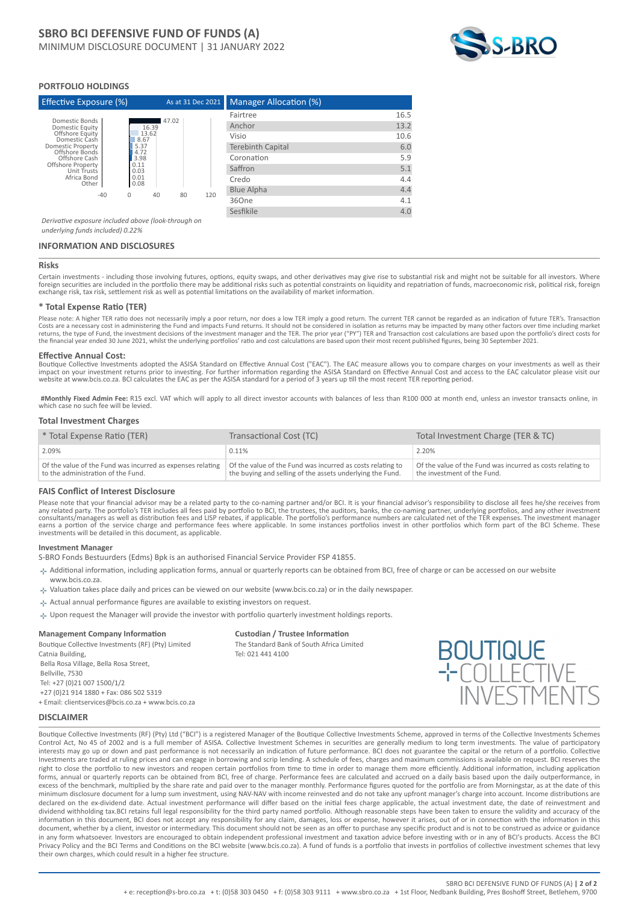# SBRO BCI DEFENSIVE FUND OF FUNDS (A)

MINIMUM DISCLOSURE DOCUMENT | 31 JANUARY 2022

## PORTFOLIO HOLDINGS

**Effective Exposure (%)** As at 31 Dec 2021

Domestic Bonds 47.02
Domestic Equity 16.39
Offshore Equity 13.62
Domestic Cash 8.67
Domestic Property 5.37
Offshore Bonds 4.72
Offshore Cash 3.98
Offshore Property 0.11
Unit Trusts 0.03
Africa Bond 0.01
Other 0.08

-40 0 40 80 120

*Derivative exposure included above (look-through on underlying funds included) 0.22%*

**Manager Allocation (%)**

| | |
|---|---|
| Fairtree | 16.5 |
| Anchor | 13.2 |
| Visio | 10.6 |
| Terebinth Capital | 6.0 |
| Coronation | 5.9 |
| Saffron | 5.1 |
| Credo | 4.4 |
| Blue Alpha | 4.4 |
| 36One | 4.1 |
| Sesfikile | 4.0 |

## INFORMATION AND DISCLOSURES

### Risks

Certain investments - including those involving futures, options, equity swaps, and other derivatives may give rise to substantial risk and might not be suitable for all investors. Where foreign securities are included in the portfolio there may be additional risks such as potential constraints on liquidity and repatriation of funds, macroeconomic risk, political risk, foreign exchange risk, tax risk, settlement risk as well as potential limitations on the availability of market information.

### * Total Expense Ratio (TER)

Please note: A higher TER ratio does not necessarily imply a poor return, nor does a low TER imply a good return. The current TER cannot be regarded as an indication of future TER's. Transaction Costs are a necessary cost in administering the Fund and impacts Fund returns. It should not be considered in isolation as returns may be impacted by many other factors over time including market returns, the type of Fund, the investment decisions of the investment manager and the TER. The prior year ("PY") TER and Transaction cost calculations are based upon the portfolio's direct costs for the financial year ended 30 June 2021, whilst the underlying portfolios' ratio and cost calculations are based upon their most recent published figures, being 30 September 2021.

### Effective Annual Cost:

Boutique Collective Investments adopted the ASISA Standard on Effective Annual Cost ("EAC"). The EAC measure allows you to compare charges on your investments as well as their impact on your investment returns prior to investing. For further information regarding the ASISA Standard on Effective Annual Cost and access to the EAC calculator please visit our website at www.bcis.co.za. BCI calculates the EAC as per the ASISA standard for a period of 3 years up till the most recent TER reporting period.

**#Monthly Fixed Admin Fee:** R15 excl. VAT which will apply to all direct investor accounts with balances of less than R100 000 at month end, unless an investor transacts online, in which case no such fee will be levied.

### Total Investment Charges

| * Total Expense Ratio (TER) | Transactional Cost (TC) | Total Investment Charge (TER & TC) |
|---|---|---|
| 2.09% | 0.11% | 2.20% |
| Of the value of the Fund was incurred as expenses relating to the administration of the Fund. | Of the value of the Fund was incurred as costs relating to the buying and selling of the assets underlying the Fund. | Of the value of the Fund was incurred as costs relating to the investment of the Fund. |

### FAIS Conflict of Interest Disclosure

Please note that your financial advisor may be a related party to the co-naming partner and/or BCI. It is your financial advisor's responsibility to disclose all fees he/she receives from any related party. The portfolio's TER includes all fees paid by portfolio to BCI, the trustees, the auditors, banks, the co-naming partner, underlying portfolios, and any other investment consultants/managers as well as distribution fees and LISP rebates, if applicable. The portfolio's performance numbers are calculated net of the TER expenses. The investment manager earns a portion of the service charge and performance fees where applicable. In some instances portfolios invest in other portfolios which form part of the BCI Scheme. These investments will be detailed in this document, as applicable.

#### Investment Manager

S-BRO Fonds Bestuurders (Edms) Bpk is an authorised Financial Service Provider FSP 41855.

- Additional information, including application forms, annual or quarterly reports can be obtained from BCI, free of charge or can be accessed on our website www.bcis.co.za.
- Valuation takes place daily and prices can be viewed on our website (www.bcis.co.za) or in the daily newspaper.
- Actual annual performance figures are available to existing investors on request.
- Upon request the Manager will provide the investor with portfolio quarterly investment holdings reports.

#### Management Company Information

Boutique Collective Investments (RF) (Pty) Limited
Catnia Building,
Bella Rosa Village, Bella Rosa Street,
Bellville, 7530
Tel: +27 (0)21 007 1500/1/2
+27 (0)21 914 1880 + Fax: 086 502 5319
+ Email: clientservices@bcis.co.za + www.bcis.co.za

#### Custodian / Trustee Information

The Standard Bank of South Africa Limited
Tel: 021 441 4100

BOUTIQUE COLLECTIVE INVESTMENTS

## DISCLAIMER

Boutique Collective Investments (RF) (Pty) Ltd ("BCI") is a registered Manager of the Boutique Collective Investments Scheme, approved in terms of the Collective Investments Schemes Control Act, No 45 of 2002 and is a full member of ASISA. Collective Investment Schemes in securities are generally medium to long term investments. The value of participatory interests may go up or down and past performance is not necessarily an indication of future performance. BCI does not guarantee the capital or the return of a portfolio. Collective Investments are traded at ruling prices and can engage in borrowing and scrip lending. A schedule of fees, charges and maximum commissions is available on request. BCI reserves the right to close the portfolio to new investors and reopen certain portfolios from time to time in order to manage them more efficiently. Additional information, including application forms, annual or quarterly reports can be obtained from BCI, free of charge. Performance fees are calculated and accrued on a daily basis based upon the daily outperformance, in excess of the benchmark, multiplied by the share rate and paid over to the manager monthly. Performance figures quoted for the portfolio are from Morningstar, as at the date of this minimum disclosure document for a lump sum investment, using NAV-NAV with income reinvested and do not take any upfront manager's charge into account. Income distributions are declared on the ex-dividend date. Actual investment performance will differ based on the initial fees charge applicable, the actual investment date, the date of reinvestment and dividend withholding tax.BCI retains full legal responsibility for the third party named portfolio. Although reasonable steps have been taken to ensure the validity and accuracy of the information in this document, BCI does not accept any responsibility for any claim, damages, loss or expense, however it arises, out of or in connection with the information in this document, whether by a client, investor or intermediary. This document should not be seen as an offer to purchase any specific product and is not to be construed as advice or guidance in any form whatsoever. Investors are encouraged to obtain independent professional investment and taxation advice before investing with or in any of BCI's products. Access the BCI Privacy Policy and the BCI Terms and Conditions on the BCI website (www.bcis.co.za). A fund of funds is a portfolio that invests in portfolios of collective investment schemes that levy their own charges, which could result in a higher fee structure.

+ e: reception@s-bro.co.za + t: (0)58 303 0450 + f: (0)58 303 9111 + www.sbro.co.za + 1st Floor, Nedbank Building, Pres Boshoff Street, Betlehem, 9700